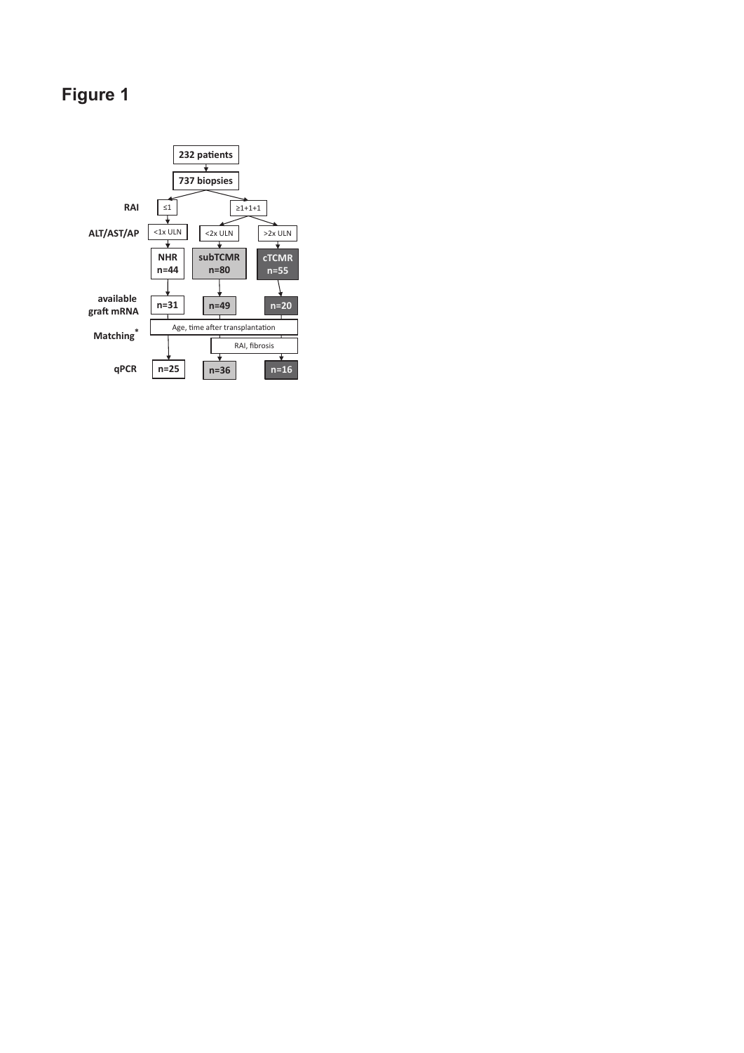# Figure 1

232 patients

737 biopsies

RAI: ≤1 | ≥1+1+1

ALT/AST/AP: <1x ULN | <2x ULN | >2x ULN

| | NHR | subTCMR | cTCMR |
|---|---|---|---|
| | n=44 | n=80 | n=55 |
| available graft mRNA | n=31 | n=49 | n=20 |
| Matching* | Age, time after transplantation | | |
| | | RAI, fibrosis | |
| qPCR | n=25 | n=36 | n=16 |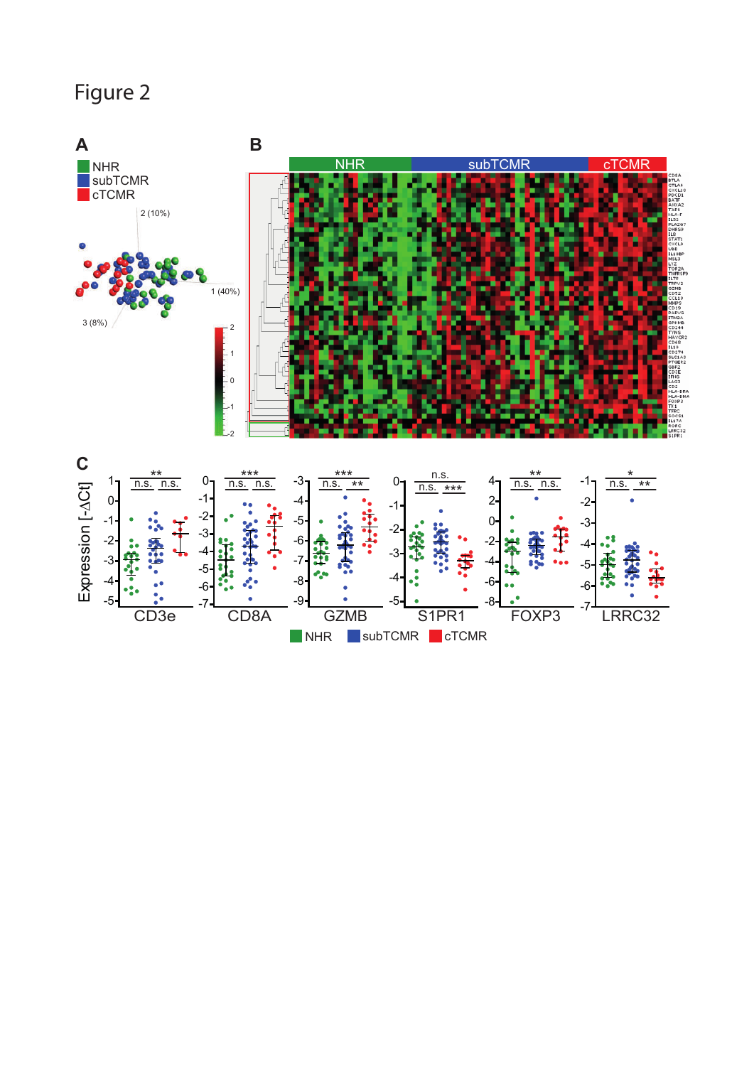# Figure 2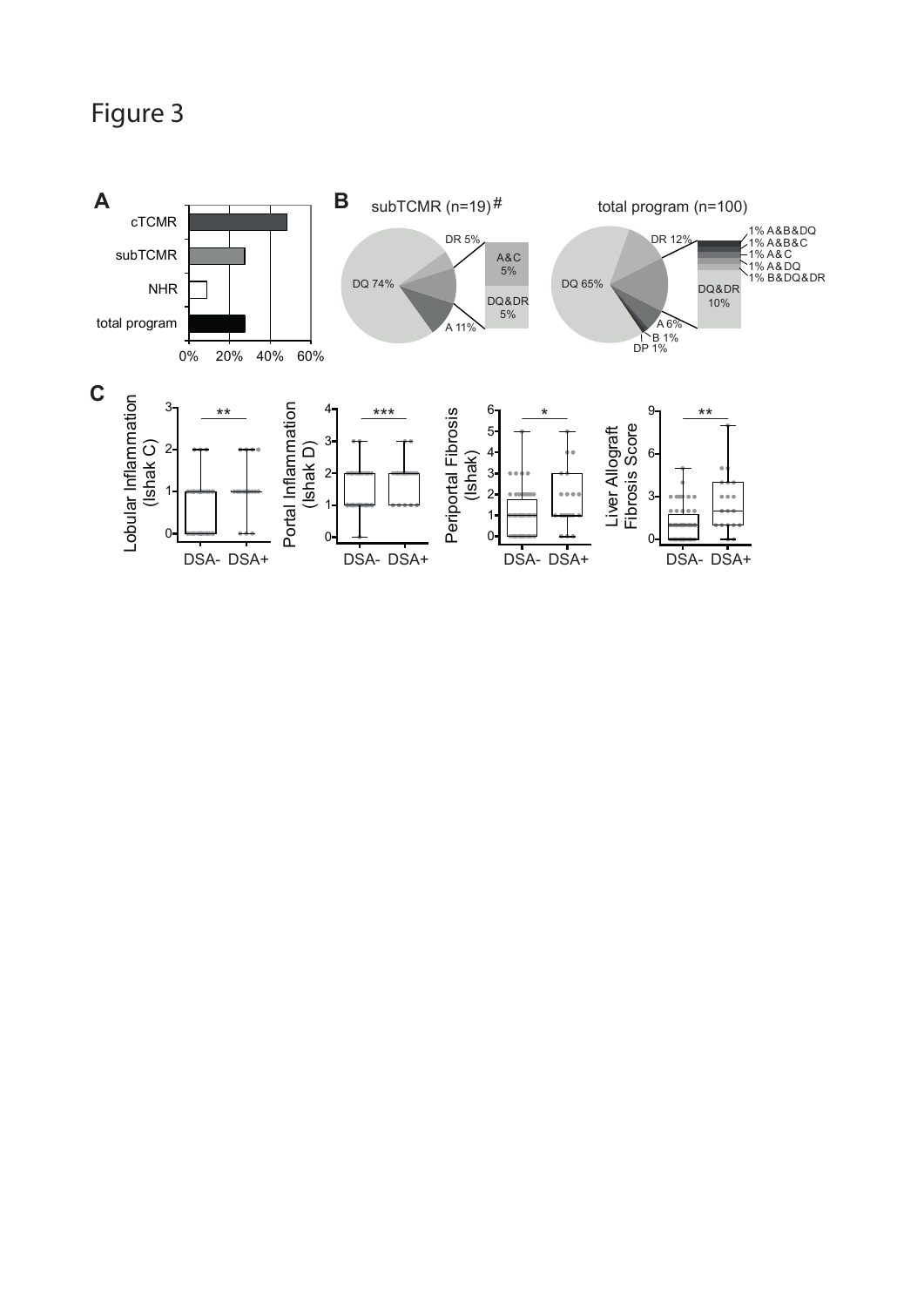# Figure 3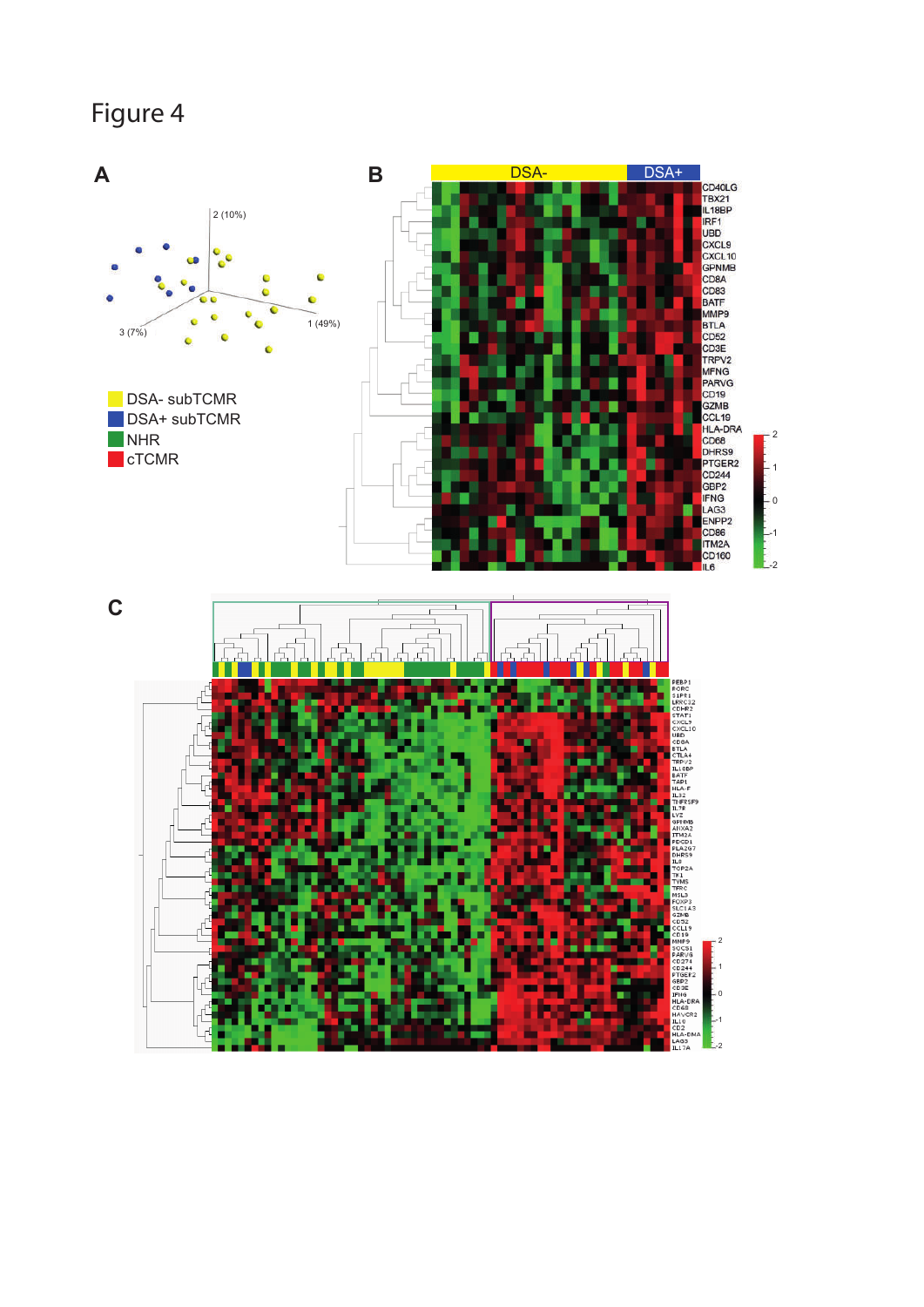# Figure 4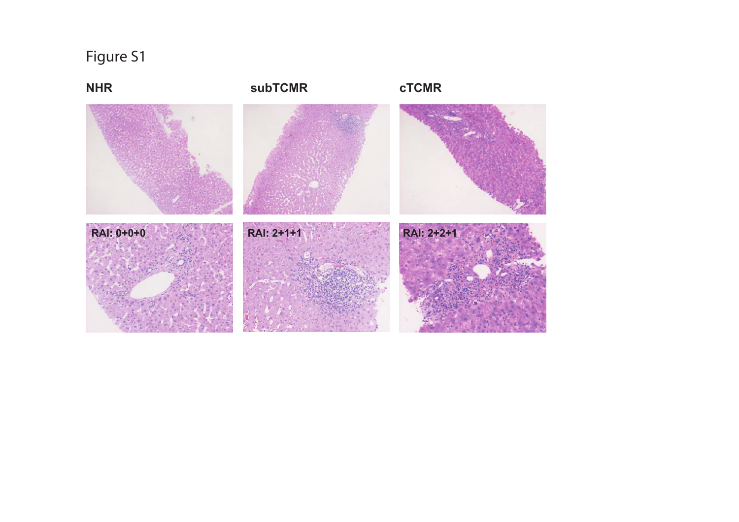Figure S1

**NHR** **subTCMR** **cTCMR**

RAI: 0+0+0

RAI: 2+1+1

RAI: 2+2+1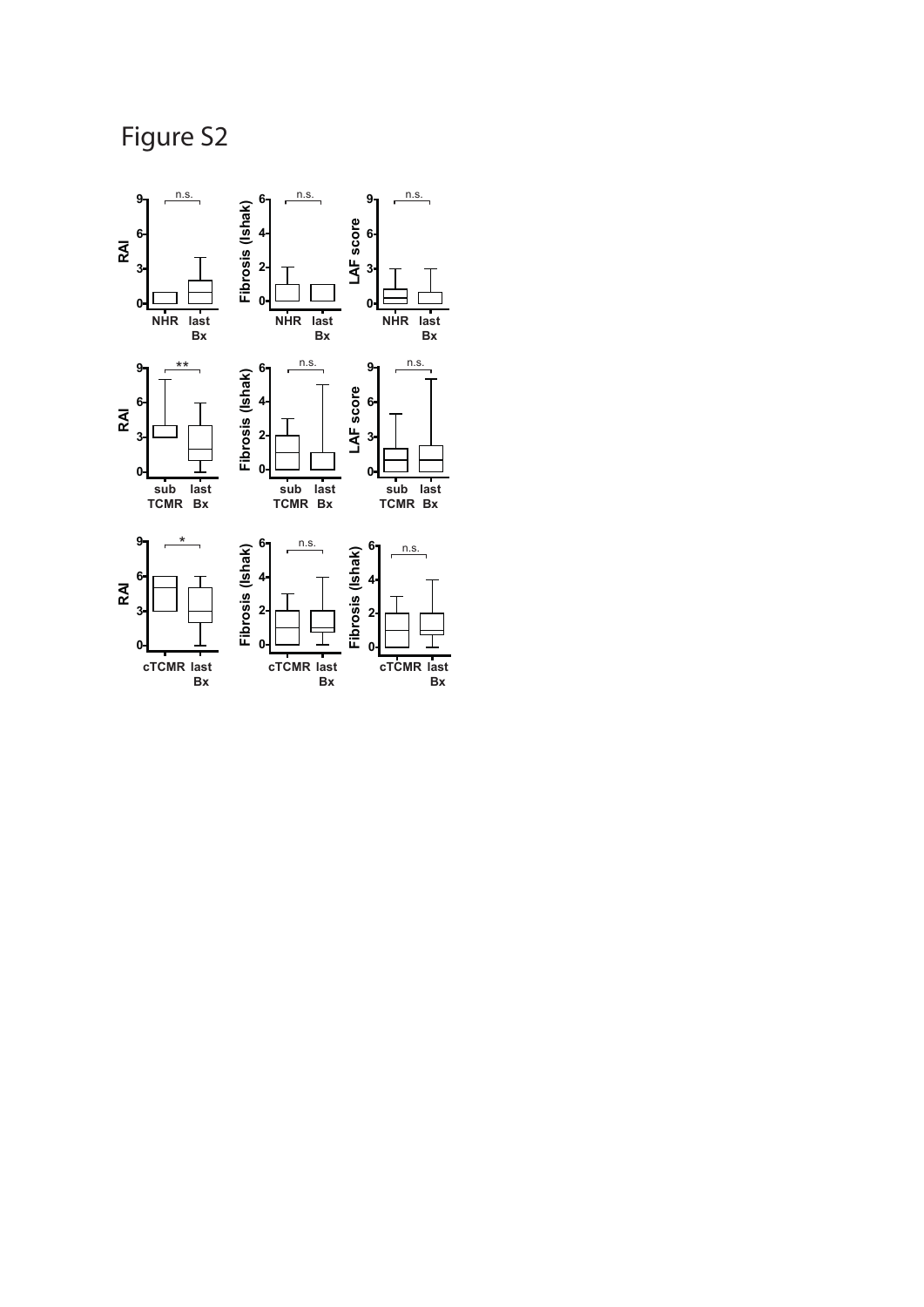# Figure S2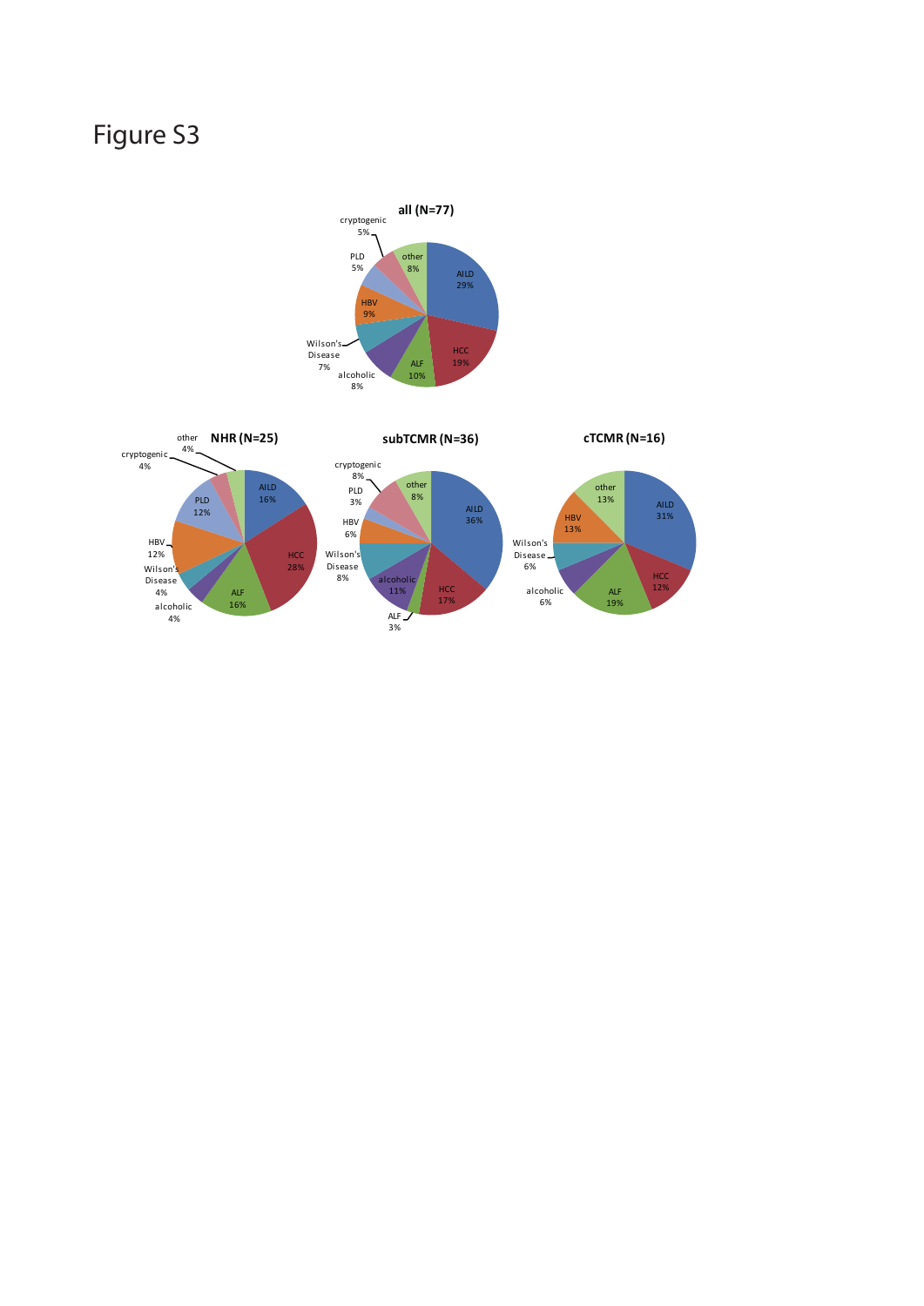# Figure S3

**all (N=77)**

AILD 29%, HCC 19%, ALF 10%, alcoholic 8%, Wilson's Disease 7%, HBV 9%, PLD 5%, cryptogenic 5%, other 8%

**NHR (N=25)**

AILD 16%, HCC 28%, ALF 16%, alcoholic 4%, Wilson's Disease 4%, HBV 12%, PLD 12%, cryptogenic 4%, other 4%

**subTCMR (N=36)**

AILD 36%, HCC 17%, ALF 3%, alcoholic 11%, Wilson's Disease 8%, HBV 6%, PLD 3%, cryptogenic 8%, other 8%

**cTCMR (N=16)**

AILD 31%, HCC 12%, ALF 19%, alcoholic 6%, Wilson's Disease 6%, HBV 13%, other 13%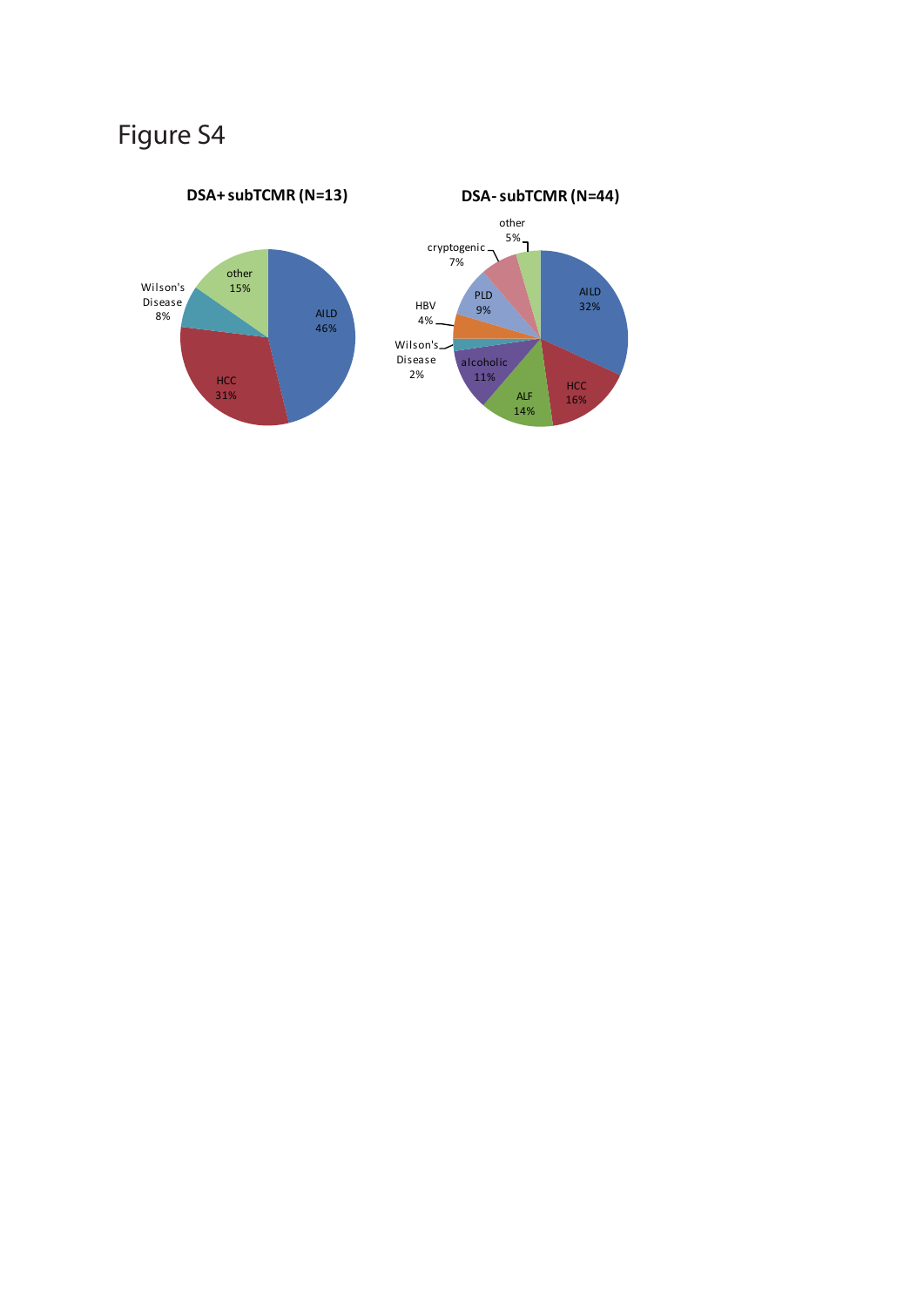# Figure S4

**DSA+ subTCMR (N=13)**

AILD 46%
HCC 31%
Wilson's Disease 8%
other 15%

**DSA- subTCMR (N=44)**

AILD 32%
HCC 16%
ALF 14%
alcoholic 11%
Wilson's Disease 2%
HBV 4%
PLD 9%
cryptogenic 7%
other 5%